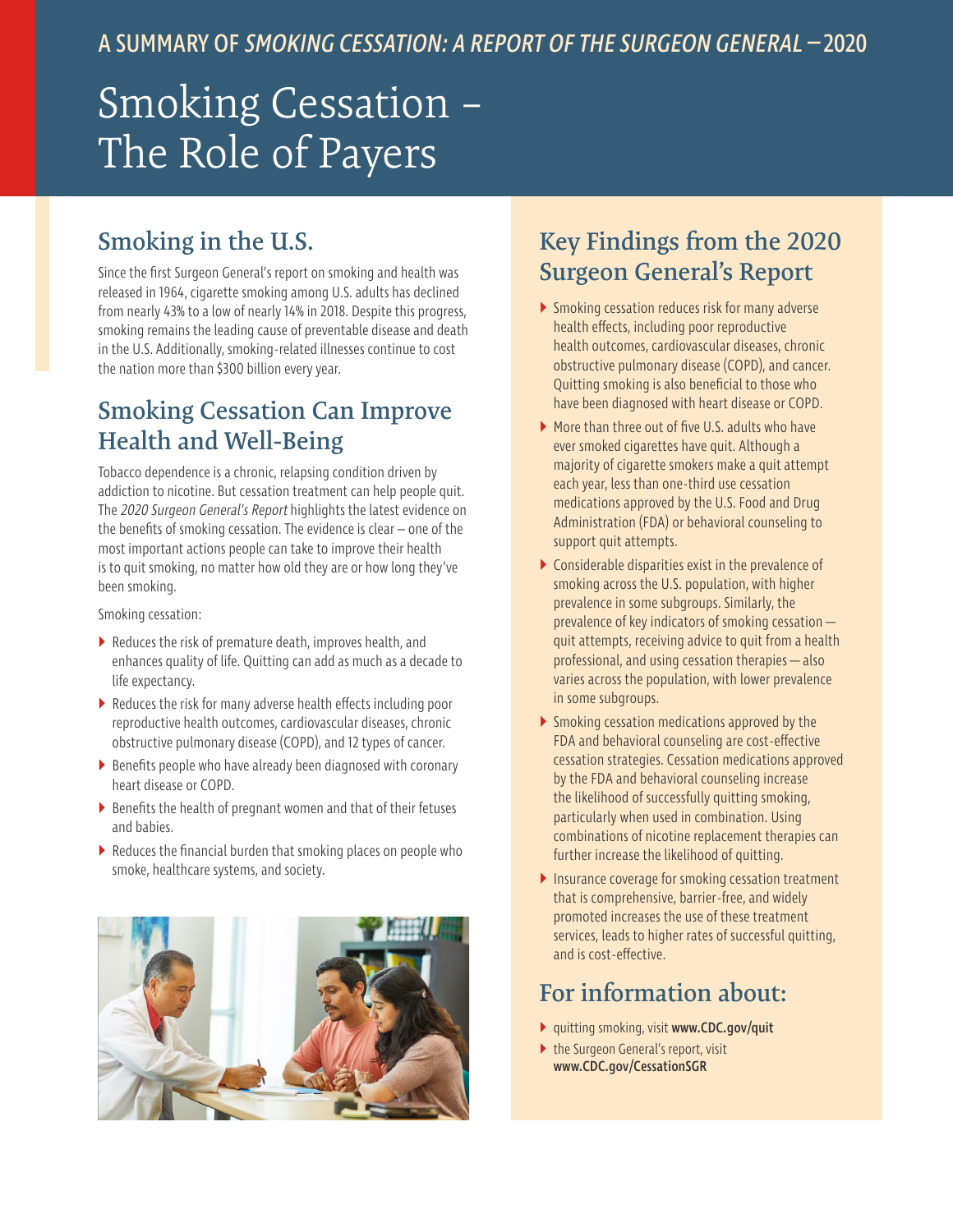A SUMMARY OF *SMOKING CESSATION: A REPORT OF THE SURGEON GENERAL* – 2020

# Smoking Cessation – The Role of Payers

## Smoking in the U.S.

Since the first Surgeon General's report on smoking and health was released in 1964, cigarette smoking among U.S. adults has declined from nearly 43% to a low of nearly 14% in 2018. Despite this progress, smoking remains the leading cause of preventable disease and death in the U.S. Additionally, smoking-related illnesses continue to cost the nation more than $300 billion every year.

## Smoking Cessation Can Improve Health and Well-Being

Tobacco dependence is a chronic, relapsing condition driven by addiction to nicotine. But cessation treatment can help people quit. The *2020 Surgeon General's Report* highlights the latest evidence on the benefits of smoking cessation. The evidence is clear – one of the most important actions people can take to improve their health is to quit smoking, no matter how old they are or how long they've been smoking.

Smoking cessation:

- Reduces the risk of premature death, improves health, and enhances quality of life. Quitting can add as much as a decade to life expectancy.
- Reduces the risk for many adverse health effects including poor reproductive health outcomes, cardiovascular diseases, chronic obstructive pulmonary disease (COPD), and 12 types of cancer.
- Benefits people who have already been diagnosed with coronary heart disease or COPD.
- Benefits the health of pregnant women and that of their fetuses and babies.
- Reduces the financial burden that smoking places on people who smoke, healthcare systems, and society.

## Key Findings from the 2020 Surgeon General's Report

- Smoking cessation reduces risk for many adverse health effects, including poor reproductive health outcomes, cardiovascular diseases, chronic obstructive pulmonary disease (COPD), and cancer. Quitting smoking is also beneficial to those who have been diagnosed with heart disease or COPD.
- More than three out of five U.S. adults who have ever smoked cigarettes have quit. Although a majority of cigarette smokers make a quit attempt each year, less than one-third use cessation medications approved by the U.S. Food and Drug Administration (FDA) or behavioral counseling to support quit attempts.
- Considerable disparities exist in the prevalence of smoking across the U.S. population, with higher prevalence in some subgroups. Similarly, the prevalence of key indicators of smoking cessation — quit attempts, receiving advice to quit from a health professional, and using cessation therapies — also varies across the population, with lower prevalence in some subgroups.
- Smoking cessation medications approved by the FDA and behavioral counseling are cost-effective cessation strategies. Cessation medications approved by the FDA and behavioral counseling increase the likelihood of successfully quitting smoking, particularly when used in combination. Using combinations of nicotine replacement therapies can further increase the likelihood of quitting.
- Insurance coverage for smoking cessation treatment that is comprehensive, barrier-free, and widely promoted increases the use of these treatment services, leads to higher rates of successful quitting, and is cost-effective.

## For information about:

- quitting smoking, visit **www.CDC.gov/quit**
- the Surgeon General's report, visit **www.CDC.gov/CessationSGR**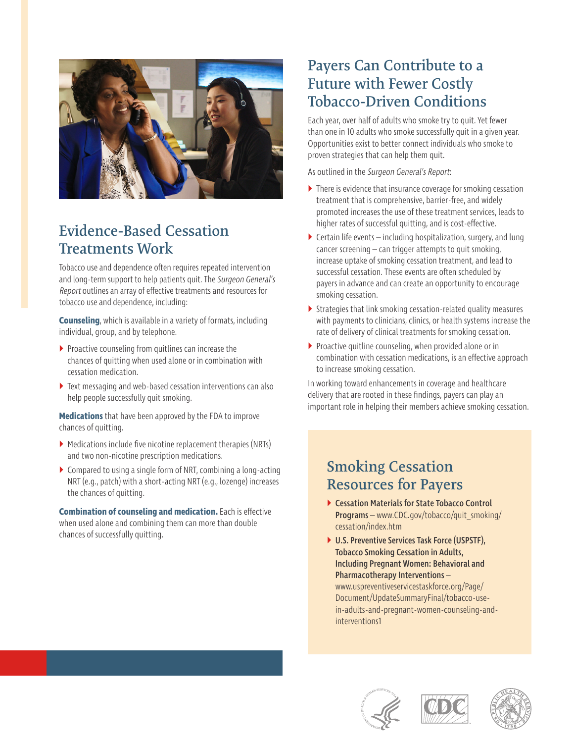## Evidence-Based Cessation Treatments Work

Tobacco use and dependence often requires repeated intervention and long-term support to help patients quit. The *Surgeon General's Report* outlines an array of effective treatments and resources for tobacco use and dependence, including:

**Counseling**, which is available in a variety of formats, including individual, group, and by telephone.

- Proactive counseling from quitlines can increase the chances of quitting when used alone or in combination with cessation medication.
- Text messaging and web-based cessation interventions can also help people successfully quit smoking.

**Medications** that have been approved by the FDA to improve chances of quitting.

- Medications include five nicotine replacement therapies (NRTs) and two non-nicotine prescription medications.
- Compared to using a single form of NRT, combining a long-acting NRT (e.g., patch) with a short-acting NRT (e.g., lozenge) increases the chances of quitting.

**Combination of counseling and medication.** Each is effective when used alone and combining them can more than double chances of successfully quitting.

## Payers Can Contribute to a Future with Fewer Costly Tobacco-Driven Conditions

Each year, over half of adults who smoke try to quit. Yet fewer than one in 10 adults who smoke successfully quit in a given year. Opportunities exist to better connect individuals who smoke to proven strategies that can help them quit.

As outlined in the *Surgeon General's Report*:

- There is evidence that insurance coverage for smoking cessation treatment that is comprehensive, barrier-free, and widely promoted increases the use of these treatment services, leads to higher rates of successful quitting, and is cost-effective.
- Certain life events – including hospitalization, surgery, and lung cancer screening – can trigger attempts to quit smoking, increase uptake of smoking cessation treatment, and lead to successful cessation. These events are often scheduled by payers in advance and can create an opportunity to encourage smoking cessation.
- Strategies that link smoking cessation-related quality measures with payments to clinicians, clinics, or health systems increase the rate of delivery of clinical treatments for smoking cessation.
- Proactive quitline counseling, when provided alone or in combination with cessation medications, is an effective approach to increase smoking cessation.

In working toward enhancements in coverage and healthcare delivery that are rooted in these findings, payers can play an important role in helping their members achieve smoking cessation.

## Smoking Cessation Resources for Payers

- **Cessation Materials for State Tobacco Control Programs** – www.CDC.gov/tobacco/quit_smoking/cessation/index.htm
- **U.S. Preventive Services Task Force (USPSTF), Tobacco Smoking Cessation in Adults, Including Pregnant Women: Behavioral and Pharmacotherapy Interventions** – www.uspreventiveservicestaskforce.org/Page/Document/UpdateSummaryFinal/tobacco-use-in-adults-and-pregnant-women-counseling-and-interventions1